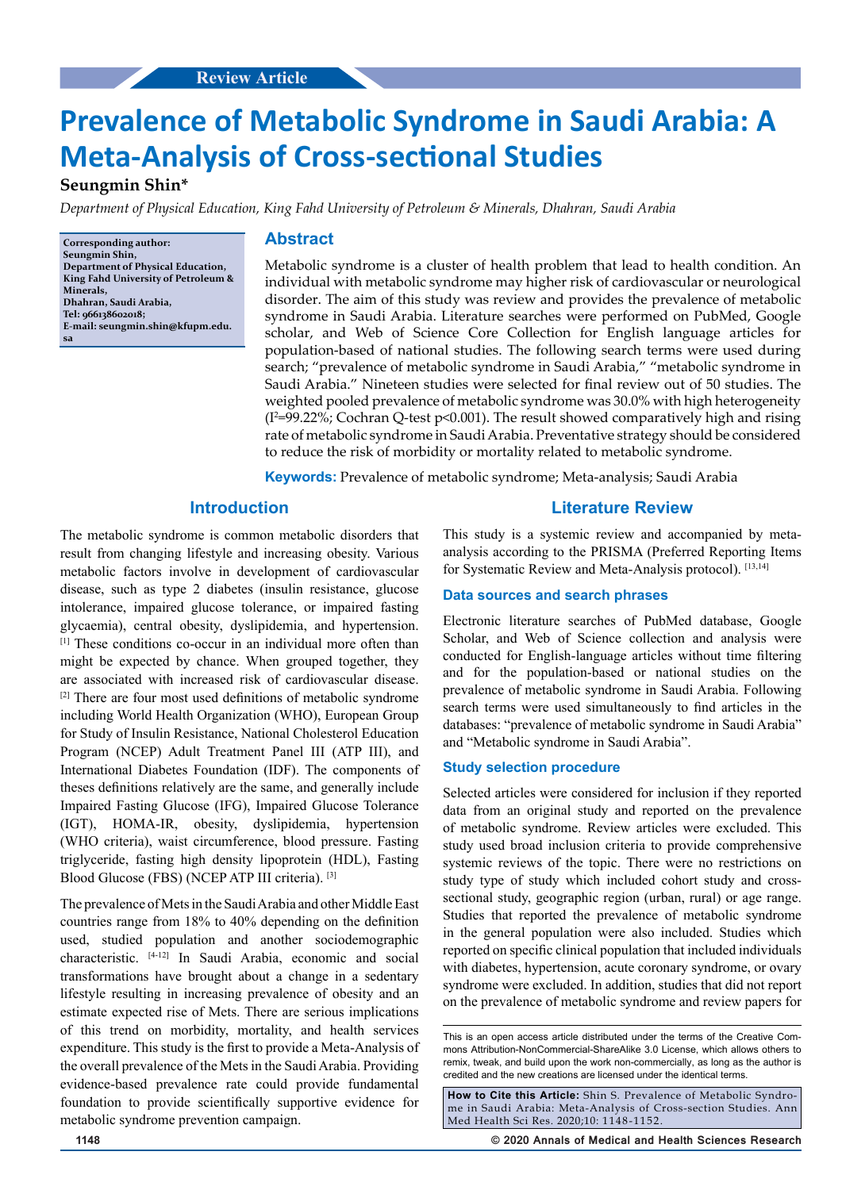Review Article

# Prevalence of Metabolic Syndrome in Saudi Arabia: A Meta-Analysis of Cross-sectional Studies

**Seungmin Shin***

*Department of Physical Education, King Fahd University of Petroleum & Minerals, Dhahran, Saudi Arabia*

**Corresponding author:**
**Seungmin Shin,**
**Department of Physical Education, King Fahd University of Petroleum & Minerals,**
**Dhahran, Saudi Arabia,**
**Tel: 966138602018;**
**E-mail: seungmin.shin@kfupm.edu.sa**

## Abstract

Metabolic syndrome is a cluster of health problem that lead to health condition. An individual with metabolic syndrome may higher risk of cardiovascular or neurological disorder. The aim of this study was review and provides the prevalence of metabolic syndrome in Saudi Arabia. Literature searches were performed on PubMed, Google scholar, and Web of Science Core Collection for English language articles for population-based of national studies. The following search terms were used during search; "prevalence of metabolic syndrome in Saudi Arabia," "metabolic syndrome in Saudi Arabia." Nineteen studies were selected for final review out of 50 studies. The weighted pooled prevalence of metabolic syndrome was 30.0% with high heterogeneity ($I^2$=99.22%; Cochran Q-test p<0.001). The result showed comparatively high and rising rate of metabolic syndrome in Saudi Arabia. Preventative strategy should be considered to reduce the risk of morbidity or mortality related to metabolic syndrome.

**Keywords:** Prevalence of metabolic syndrome; Meta-analysis; Saudi Arabia

## Introduction

The metabolic syndrome is common metabolic disorders that result from changing lifestyle and increasing obesity. Various metabolic factors involve in development of cardiovascular disease, such as type 2 diabetes (insulin resistance, glucose intolerance, impaired glucose tolerance, or impaired fasting glycaemia), central obesity, dyslipidemia, and hypertension.[1] These conditions co-occur in an individual more often than might be expected by chance. When grouped together, they are associated with increased risk of cardiovascular disease.[2] There are four most used definitions of metabolic syndrome including World Health Organization (WHO), European Group for Study of Insulin Resistance, National Cholesterol Education Program (NCEP) Adult Treatment Panel III (ATP III), and International Diabetes Foundation (IDF). The components of theses definitions relatively are the same, and generally include Impaired Fasting Glucose (IFG), Impaired Glucose Tolerance (IGT), HOMA-IR, obesity, dyslipidemia, hypertension (WHO criteria), waist circumference, blood pressure. Fasting triglyceride, fasting high density lipoprotein (HDL), Fasting Blood Glucose (FBS) (NCEP ATP III criteria).[3]

The prevalence of Mets in the Saudi Arabia and other Middle East countries range from 18% to 40% depending on the definition used, studied population and another sociodemographic characteristic.[4-12] In Saudi Arabia, economic and social transformations have brought about a change in a sedentary lifestyle resulting in increasing prevalence of obesity and an estimate expected rise of Mets. There are serious implications of this trend on morbidity, mortality, and health services expenditure. This study is the first to provide a Meta-Analysis of the overall prevalence of the Mets in the Saudi Arabia. Providing evidence-based prevalence rate could provide fundamental foundation to provide scientifically supportive evidence for metabolic syndrome prevention campaign.

## Literature Review

This study is a systemic review and accompanied by meta-analysis according to the PRISMA (Preferred Reporting Items for Systematic Review and Meta-Analysis protocol).[13,14]

### Data sources and search phrases

Electronic literature searches of PubMed database, Google Scholar, and Web of Science collection and analysis were conducted for English-language articles without time filtering and for the population-based or national studies on the prevalence of metabolic syndrome in Saudi Arabia. Following search terms were used simultaneously to find articles in the databases: "prevalence of metabolic syndrome in Saudi Arabia" and "Metabolic syndrome in Saudi Arabia".

### Study selection procedure

Selected articles were considered for inclusion if they reported data from an original study and reported on the prevalence of metabolic syndrome. Review articles were excluded. This study used broad inclusion criteria to provide comprehensive systemic reviews of the topic. There were no restrictions on study type of study which included cohort study and cross-sectional study, geographic region (urban, rural) or age range. Studies that reported the prevalence of metabolic syndrome in the general population were also included. Studies which reported on specific clinical population that included individuals with diabetes, hypertension, acute coronary syndrome, or ovary syndrome were excluded. In addition, studies that did not report on the prevalence of metabolic syndrome and review papers for

This is an open access article distributed under the terms of the Creative Commons Attribution-NonCommercial-ShareAlike 3.0 License, which allows others to remix, tweak, and build upon the work non-commercially, as long as the author is credited and the new creations are licensed under the identical terms.

**How to Cite this Article:** Shin S. Prevalence of Metabolic Syndrome in Saudi Arabia: Meta-Analysis of Cross-section Studies. Ann Med Health Sci Res. 2020;10: 1148-1152.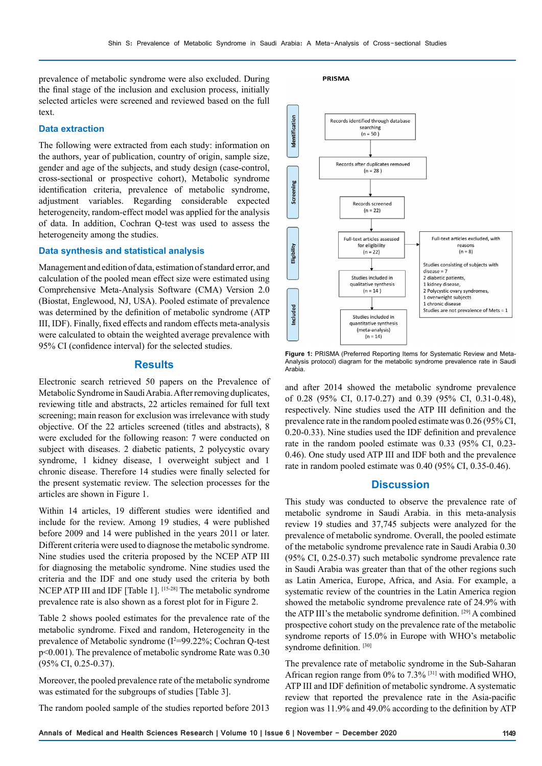prevalence of metabolic syndrome were also excluded. During the final stage of the inclusion and exclusion process, initially selected articles were screened and reviewed based on the full text.

## Data extraction

The following were extracted from each study: information on the authors, year of publication, country of origin, sample size, gender and age of the subjects, and study design (case-control, cross-sectional or prospective cohort), Metabolic syndrome identification criteria, prevalence of metabolic syndrome, adjustment variables. Regarding considerable expected heterogeneity, random-effect model was applied for the analysis of data. In addition, Cochran Q-test was used to assess the heterogeneity among the studies.

## Data synthesis and statistical analysis

Management and edition of data, estimation of standard error, and calculation of the pooled mean effect size were estimated using Comprehensive Meta-Analysis Software (CMA) Version 2.0 (Biostat, Englewood, NJ, USA). Pooled estimate of prevalence was determined by the definition of metabolic syndrome (ATP III, IDF). Finally, fixed effects and random effects meta-analysis were calculated to obtain the weighted average prevalence with 95% CI (confidence interval) for the selected studies.

# Results

Electronic search retrieved 50 papers on the Prevalence of Metabolic Syndrome in Saudi Arabia. After removing duplicates, reviewing title and abstracts, 22 articles remained for full text screening; main reason for exclusion was irrelevance with study objective. Of the 22 articles screened (titles and abstracts), 8 were excluded for the following reason: 7 were conducted on subject with diseases. 2 diabetic patients, 2 polycystic ovary syndrome, 1 kidney disease, 1 overweight subject and 1 chronic disease. Therefore 14 studies were finally selected for the present systematic review. The selection processes for the articles are shown in Figure 1.

Within 14 articles, 19 different studies were identified and include for the review. Among 19 studies, 4 were published before 2009 and 14 were published in the years 2011 or later. Different criteria were used to diagnose the metabolic syndrome. Nine studies used the criteria proposed by the NCEP ATP III for diagnosing the metabolic syndrome. Nine studies used the criteria and the IDF and one study used the criteria by both NCEP ATP III and IDF [Table 1].[15-28] The metabolic syndrome prevalence rate is also shown as a forest plot for in Figure 2.

Table 2 shows pooled estimates for the prevalence rate of the metabolic syndrome. Fixed and random, Heterogeneity in the prevalence of Metabolic syndrome ($I^2$=99.22%; Cochran Q-test $p<0.001$). The prevalence of metabolic syndrome Rate was 0.30 (95% CI, 0.25-0.37).

Moreover, the pooled prevalence rate of the metabolic syndrome was estimated for the subgroups of studies [Table 3].

The random pooled sample of the studies reported before 2013 and after 2014 showed the metabolic syndrome prevalence of 0.28 (95% CI, 0.17-0.27) and 0.39 (95% CI, 0.31-0.48), respectively. Nine studies used the ATP III definition and the prevalence rate in the random pooled estimate was 0.26 (95% CI, 0.20-0.33). Nine studies used the IDF definition and prevalence rate in the random pooled estimate was 0.33 (95% CI, 0.23-0.46). One study used ATP III and IDF both and the prevalence rate in random pooled estimate was 0.40 (95% CI, 0.35-0.46).

PRISMA

- Identification: Records identified through database searching (n = 50) → Records after duplicates removed (n = 28)
- Screening: Records screened (n = 22)
- Eligibility: Full-text articles assessed for eligibility (n = 22) → Full-text articles excluded, with reasons (n = 8): Studies consisting of subjects with disease = 7; 2 diabetic patients, 1 kidney disease, 2 Polycystic ovary syndromes, 1 overweight subjects, 1 chronic disease; Studies are not prevalence of Mets = 1
- Studies included in qualitative synthesis (n = 14)
- Included: Studies included in quantitative synthesis (meta-analysis) (n = 14)

**Figure 1:** PRISMA (Preferred Reporting Items for Systematic Review and Meta-Analysis protocol) diagram for the metabolic syndrome prevalence rate in Saudi Arabia.

# Discussion

This study was conducted to observe the prevalence rate of metabolic syndrome in Saudi Arabia. in this meta-analysis review 19 studies and 37,745 subjects were analyzed for the prevalence of metabolic syndrome. Overall, the pooled estimate of the metabolic syndrome prevalence rate in Saudi Arabia 0.30 (95% CI, 0.25-0.37) such metabolic syndrome prevalence rate in Saudi Arabia was greater than that of the other regions such as Latin America, Europe, Africa, and Asia. For example, a systematic review of the countries in the Latin America region showed the metabolic syndrome prevalence rate of 24.9% with the ATP III's the metabolic syndrome definition.[29] A combined prospective cohort study on the prevalence rate of the metabolic syndrome reports of 15.0% in Europe with WHO's metabolic syndrome definition.[30]

The prevalence rate of metabolic syndrome in the Sub-Saharan African region range from 0% to 7.3%[31] with modified WHO, ATP III and IDF definition of metabolic syndrome. A systematic review that reported the prevalence rate in the Asia-pacific region was 11.9% and 49.0% according to the definition by ATP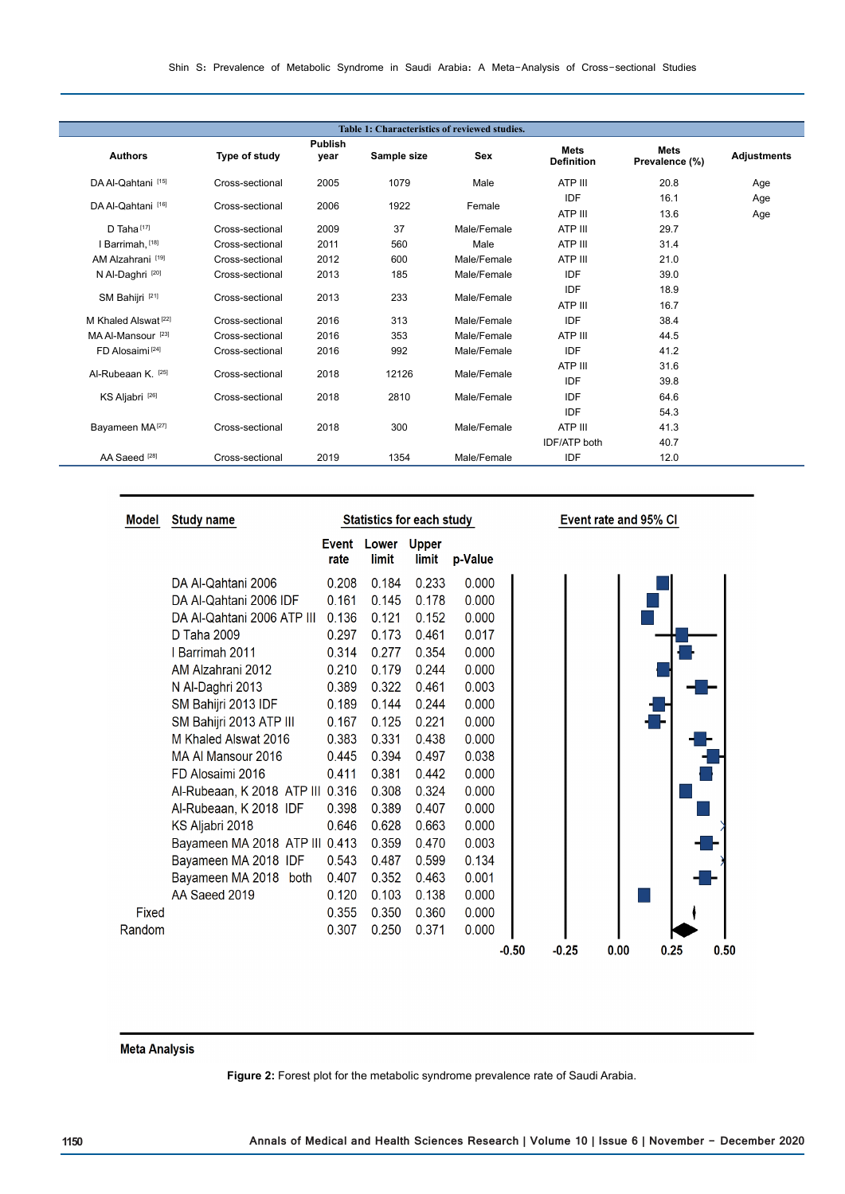**Table 1: Characteristics of reviewed studies.**

| Authors | Type of study | Publish year | Sample size | Sex | Mets Definition | Mets Prevalence (%) | Adjustments |
|---|---|---|---|---|---|---|---|
| DA Al-Qahtani [15] | Cross-sectional | 2005 | 1079 | Male | ATP III | 20.8 | Age |
| DA Al-Qahtani [16] | Cross-sectional | 2006 | 1922 | Female | IDF | 16.1 | Age |
| | | | | | ATP III | 13.6 | Age |
| D Taha [17] | Cross-sectional | 2009 | 37 | Male/Female | ATP III | 29.7 | |
| I Barrimah, [18] | Cross-sectional | 2011 | 560 | Male | ATP III | 31.4 | |
| AM Alzahrani [19] | Cross-sectional | 2012 | 600 | Male/Female | ATP III | 21.0 | |
| N Al-Daghri [20] | Cross-sectional | 2013 | 185 | Male/Female | IDF | 39.0 | |
| SM Bahijri [21] | Cross-sectional | 2013 | 233 | Male/Female | IDF | 18.9 | |
| | | | | | ATP III | 16.7 | |
| M Khaled Alswat [22] | Cross-sectional | 2016 | 313 | Male/Female | IDF | 38.4 | |
| MA Al-Mansour [23] | Cross-sectional | 2016 | 353 | Male/Female | ATP III | 44.5 | |
| FD Alosaimi [24] | Cross-sectional | 2016 | 992 | Male/Female | IDF | 41.2 | |
| Al-Rubeaan K. [25] | Cross-sectional | 2018 | 12126 | Male/Female | ATP III | 31.6 | |
| | | | | | IDF | 39.8 | |
| KS Aljabri [26] | Cross-sectional | 2018 | 2810 | Male/Female | IDF | 64.6 | |
| Bayameen MA [27] | Cross-sectional | 2018 | 300 | Male/Female | IDF | 54.3 | |
| | | | | | ATP III | 41.3 | |
| | | | | | IDF/ATP both | 40.7 | |
| AA Saeed [28] | Cross-sectional | 2019 | 1354 | Male/Female | IDF | 12.0 | |

| Model | Study name | Event rate | Lower limit | Upper limit | p-Value |
|---|---|---|---|---|---|
| | DA Al-Qahtani 2006 | 0.208 | 0.184 | 0.233 | 0.000 |
| | DA Al-Qahtani 2006 IDF | 0.161 | 0.145 | 0.178 | 0.000 |
| | DA Al-Qahtani 2006 ATP III | 0.136 | 0.121 | 0.152 | 0.000 |
| | D Taha 2009 | 0.297 | 0.173 | 0.461 | 0.017 |
| | I Barrimah 2011 | 0.314 | 0.277 | 0.354 | 0.000 |
| | AM Alzahrani 2012 | 0.210 | 0.179 | 0.244 | 0.000 |
| | N Al-Daghri 2013 | 0.389 | 0.322 | 0.461 | 0.003 |
| | SM Bahijri 2013 IDF | 0.189 | 0.144 | 0.244 | 0.000 |
| | SM Bahijri 2013 ATP III | 0.167 | 0.125 | 0.221 | 0.000 |
| | M Khaled Alswat 2016 | 0.383 | 0.331 | 0.438 | 0.000 |
| | MA Al Mansour 2016 | 0.445 | 0.394 | 0.497 | 0.038 |
| | FD Alosaimi 2016 | 0.411 | 0.381 | 0.442 | 0.000 |
| | Al-Rubeaan, K 2018 ATP III | 0.316 | 0.308 | 0.324 | 0.000 |
| | Al-Rubeaan, K 2018 IDF | 0.398 | 0.389 | 0.407 | 0.000 |
| | KS Aljabri 2018 | 0.646 | 0.628 | 0.663 | 0.000 |
| | Bayameen MA 2018 ATP III | 0.413 | 0.359 | 0.470 | 0.003 |
| | Bayameen MA 2018 IDF | 0.543 | 0.487 | 0.599 | 0.134 |
| | Bayameen MA 2018 both | 0.407 | 0.352 | 0.463 | 0.001 |
| | AA Saeed 2019 | 0.120 | 0.103 | 0.138 | 0.000 |
| Fixed | | 0.355 | 0.350 | 0.360 | 0.000 |
| Random | | 0.307 | 0.250 | 0.371 | 0.000 |

Event rate and 95% CI: -0.50, -0.25, 0.00, 0.25, 0.50

Meta Analysis

**Figure 2:** Forest plot for the metabolic syndrome prevalence rate of Saudi Arabia.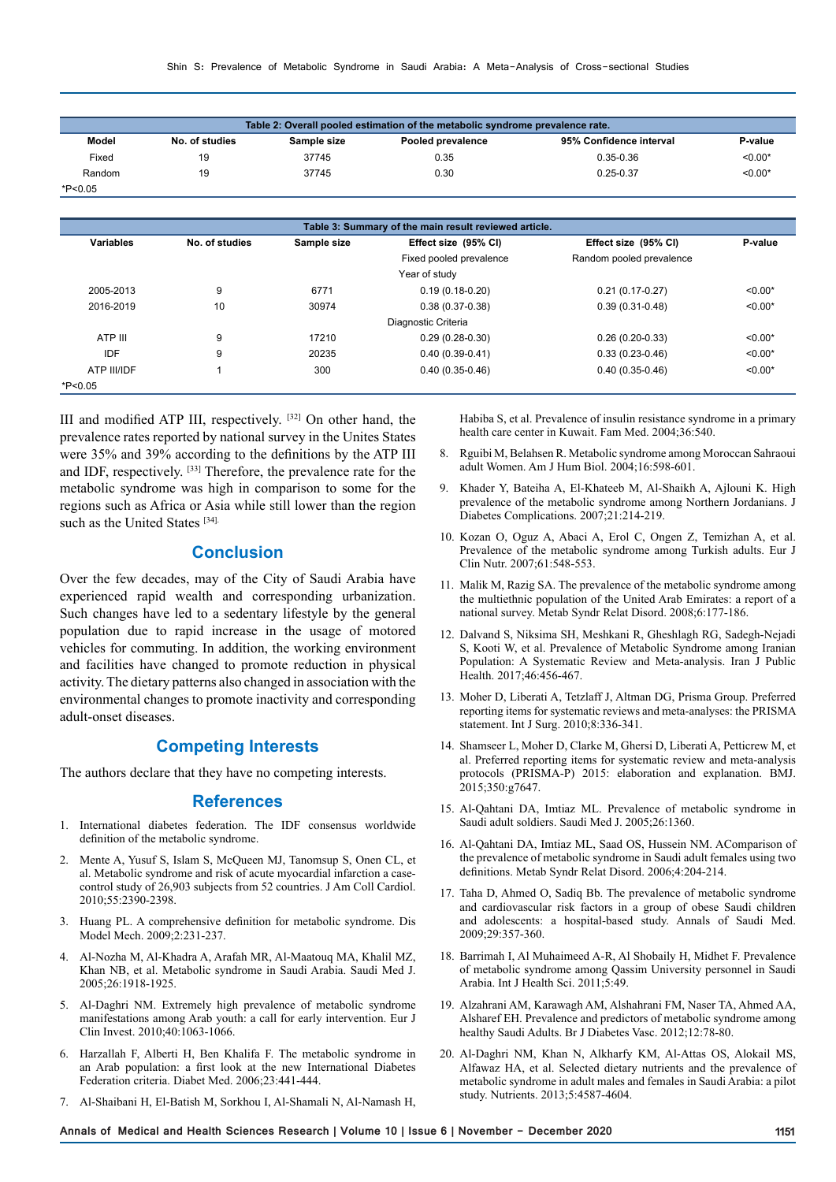| Table 2: Overall pooled estimation of the metabolic syndrome prevalence rate. | | | | | |
|---|---|---|---|---|---|
| Model | No. of studies | Sample size | Pooled prevalence | 95% Confidence interval | P-value |
| Fixed | 19 | 37745 | 0.35 | 0.35-0.36 | <0.00* |
| Random | 19 | 37745 | 0.30 | 0.25-0.37 | <0.00* |

*P<0.05

| Table 3: Summary of the main result reviewed article. | | | | | |
|---|---|---|---|---|---|
| Variables | No. of studies | Sample size | Effect size (95% CI) | Effect size (95% CI) | P-value |
| | | | Fixed pooled prevalence | Random pooled prevalence | |
| Year of study | | | | | |
| 2005-2013 | 9 | 6771 | 0.19 (0.18-0.20) | 0.21 (0.17-0.27) | <0.00* |
| 2016-2019 | 10 | 30974 | 0.38 (0.37-0.38) | 0.39 (0.31-0.48) | <0.00* |
| Diagnostic Criteria | | | | | |
| ATP III | 9 | 17210 | 0.29 (0.28-0.30) | 0.26 (0.20-0.33) | <0.00* |
| IDF | 9 | 20235 | 0.40 (0.39-0.41) | 0.33 (0.23-0.46) | <0.00* |
| ATP III/IDF | 1 | 300 | 0.40 (0.35-0.46) | 0.40 (0.35-0.46) | <0.00* |

*P<0.05

III and modified ATP III, respectively. [32] On other hand, the prevalence rates reported by national survey in the Unites States were 35% and 39% according to the definitions by the ATP III and IDF, respectively. [33] Therefore, the prevalence rate for the metabolic syndrome was high in comparison to some for the regions such as Africa or Asia while still lower than the region such as the United States [34].

## Conclusion

Over the few decades, may of the City of Saudi Arabia have experienced rapid wealth and corresponding urbanization. Such changes have led to a sedentary lifestyle by the general population due to rapid increase in the usage of motored vehicles for commuting. In addition, the working environment and facilities have changed to promote reduction in physical activity. The dietary patterns also changed in association with the environmental changes to promote inactivity and corresponding adult-onset diseases.

## Competing Interests

The authors declare that they have no competing interests.

## References

1. International diabetes federation. The IDF consensus worldwide definition of the metabolic syndrome.
2. Mente A, Yusuf S, Islam S, McQueen MJ, Tanomsup S, Onen CL, et al. Metabolic syndrome and risk of acute myocardial infarction a case-control study of 26,903 subjects from 52 countries. J Am Coll Cardiol. 2010;55:2390-2398.
3. Huang PL. A comprehensive definition for metabolic syndrome. Dis Model Mech. 2009;2:231-237.
4. Al-Nozha M, Al-Khadra A, Arafah MR, Al-Maatouq MA, Khalil MZ, Khan NB, et al. Metabolic syndrome in Saudi Arabia. Saudi Med J. 2005;26:1918-1925.
5. Al-Daghri NM. Extremely high prevalence of metabolic syndrome manifestations among Arab youth: a call for early intervention. Eur J Clin Invest. 2010;40:1063-1066.
6. Harzallah F, Alberti H, Ben Khalifa F. The metabolic syndrome in an Arab population: a first look at the new International Diabetes Federation criteria. Diabet Med. 2006;23:441-444.
7. Al-Shaibani H, El-Batish M, Sorkhou I, Al-Shamali N, Al-Namash H, Habiba S, et al. Prevalence of insulin resistance syndrome in a primary health care center in Kuwait. Fam Med. 2004;36:540.
8. Rguibi M, Belahsen R. Metabolic syndrome among Moroccan Sahraoui adult Women. Am J Hum Biol. 2004;16:598-601.
9. Khader Y, Bateiha A, El-Khateeb M, Al-Shaikh A, Ajlouni K. High prevalence of the metabolic syndrome among Northern Jordanians. J Diabetes Complications. 2007;21:214-219.
10. Kozan O, Oguz A, Abaci A, Erol C, Ongen Z, Temizhan A, et al. Prevalence of the metabolic syndrome among Turkish adults. Eur J Clin Nutr. 2007;61:548-553.
11. Malik M, Razig SA. The prevalence of the metabolic syndrome among the multiethnic population of the United Arab Emirates: a report of a national survey. Metab Syndr Relat Disord. 2008;6:177-186.
12. Dalvand S, Niksima SH, Meshkani R, Gheshlagh RG, Sadegh-Nejadi S, Kooti W, et al. Prevalence of Metabolic Syndrome among Iranian Population: A Systematic Review and Meta-analysis. Iran J Public Health. 2017;46:456-467.
13. Moher D, Liberati A, Tetzlaff J, Altman DG, Prisma Group. Preferred reporting items for systematic reviews and meta-analyses: the PRISMA statement. Int J Surg. 2010;8:336-341.
14. Shamseer L, Moher D, Clarke M, Ghersi D, Liberati A, Petticrew M, et al. Preferred reporting items for systematic review and meta-analysis protocols (PRISMA-P) 2015: elaboration and explanation. BMJ. 2015;350:g7647.
15. Al-Qahtani DA, Imtiaz ML. Prevalence of metabolic syndrome in Saudi adult soldiers. Saudi Med J. 2005;26:1360.
16. Al-Qahtani DA, Imtiaz ML, Saad OS, Hussein NM. AComparison of the prevalence of metabolic syndrome in Saudi adult females using two definitions. Metab Syndr Relat Disord. 2006;4:204-214.
17. Taha D, Ahmed O, Sadiq Bb. The prevalence of metabolic syndrome and cardiovascular risk factors in a group of obese Saudi children and adolescents: a hospital-based study. Annals of Saudi Med. 2009;29:357-360.
18. Barrimah I, Al Muhaimeed A-R, Al Shobaily H, Midhet F. Prevalence of metabolic syndrome among Qassim University personnel in Saudi Arabia. Int J Health Sci. 2011;5:49.
19. Alzahrani AM, Karawagh AM, Alshahrani FM, Naser TA, Ahmed AA, Alsharef EH. Prevalence and predictors of metabolic syndrome among healthy Saudi Adults. Br J Diabetes Vasc. 2012;12:78-80.
20. Al-Daghri NM, Khan N, Alkharfy KM, Al-Attas OS, Alokail MS, Alfawaz HA, et al. Selected dietary nutrients and the prevalence of metabolic syndrome in adult males and females in Saudi Arabia: a pilot study. Nutrients. 2013;5:4587-4604.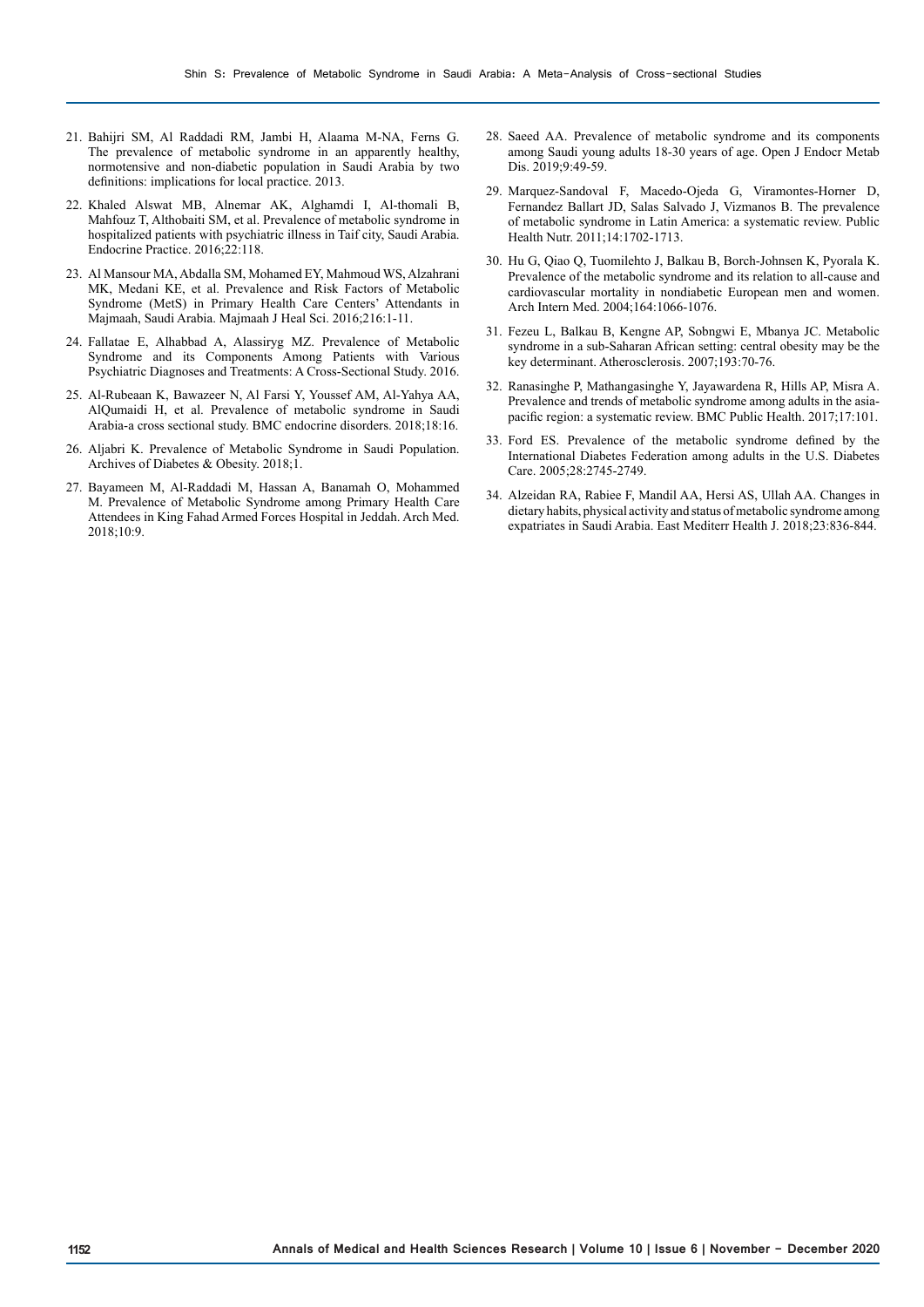21. Bahijri SM, Al Raddadi RM, Jambi H, Alaama M-NA, Ferns G. The prevalence of metabolic syndrome in an apparently healthy, normotensive and non-diabetic population in Saudi Arabia by two definitions: implications for local practice. 2013.

22. Khaled Alswat MB, Alnemar AK, Alghamdi I, Al-thomali B, Mahfouz T, Althobaiti SM, et al. Prevalence of metabolic syndrome in hospitalized patients with psychiatric illness in Taif city, Saudi Arabia. Endocrine Practice. 2016;22:118.

23. Al Mansour MA, Abdalla SM, Mohamed EY, Mahmoud WS, Alzahrani MK, Medani KE, et al. Prevalence and Risk Factors of Metabolic Syndrome (MetS) in Primary Health Care Centers' Attendants in Majmaah, Saudi Arabia. Majmaah J Heal Sci. 2016;216:1-11.

24. Fallatae E, Alhabbad A, Alassiryg MZ. Prevalence of Metabolic Syndrome and its Components Among Patients with Various Psychiatric Diagnoses and Treatments: A Cross-Sectional Study. 2016.

25. Al-Rubeaan K, Bawazeer N, Al Farsi Y, Youssef AM, Al-Yahya AA, AlQumaidi H, et al. Prevalence of metabolic syndrome in Saudi Arabia-a cross sectional study. BMC endocrine disorders. 2018;18:16.

26. Aljabri K. Prevalence of Metabolic Syndrome in Saudi Population. Archives of Diabetes & Obesity. 2018;1.

27. Bayameen M, Al-Raddadi M, Hassan A, Banamah O, Mohammed M. Prevalence of Metabolic Syndrome among Primary Health Care Attendees in King Fahad Armed Forces Hospital in Jeddah. Arch Med. 2018;10:9.

28. Saeed AA. Prevalence of metabolic syndrome and its components among Saudi young adults 18-30 years of age. Open J Endocr Metab Dis. 2019;9:49-59.

29. Marquez-Sandoval F, Macedo-Ojeda G, Viramontes-Horner D, Fernandez Ballart JD, Salas Salvado J, Vizmanos B. The prevalence of metabolic syndrome in Latin America: a systematic review. Public Health Nutr. 2011;14:1702-1713.

30. Hu G, Qiao Q, Tuomilehto J, Balkau B, Borch-Johnsen K, Pyorala K. Prevalence of the metabolic syndrome and its relation to all-cause and cardiovascular mortality in nondiabetic European men and women. Arch Intern Med. 2004;164:1066-1076.

31. Fezeu L, Balkau B, Kengne AP, Sobngwi E, Mbanya JC. Metabolic syndrome in a sub-Saharan African setting: central obesity may be the key determinant. Atherosclerosis. 2007;193:70-76.

32. Ranasinghe P, Mathangasinghe Y, Jayawardena R, Hills AP, Misra A. Prevalence and trends of metabolic syndrome among adults in the asia-pacific region: a systematic review. BMC Public Health. 2017;17:101.

33. Ford ES. Prevalence of the metabolic syndrome defined by the International Diabetes Federation among adults in the U.S. Diabetes Care. 2005;28:2745-2749.

34. Alzeidan RA, Rabiee F, Mandil AA, Hersi AS, Ullah AA. Changes in dietary habits, physical activity and status of metabolic syndrome among expatriates in Saudi Arabia. East Mediterr Health J. 2018;23:836-844.